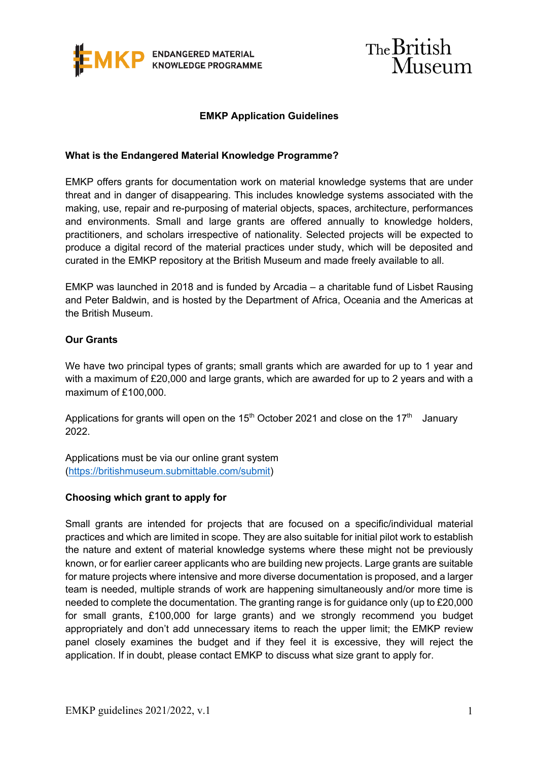# EMKP Application Guidelines

## What is the Endangered Material Knowledge Programme?

EMKP offers grants for documentation work on material knowledge systems that are under threat and in danger of disappearing. This includes knowledge systems associated with the making, use, repair and re-purposing of material objects, spaces, architecture, performances and environments. Small and large grants are offered annually to knowledge holders, practitioners, and scholars irrespective of nationality. Selected projects will be expected to produce a digital record of the material practices under study, which will be deposited and curated in the EMKP repository at the British Museum and made freely available to all.

EMKP was launched in 2018 and is funded by Arcadia – a charitable fund of Lisbet Rausing and Peter Baldwin, and is hosted by the Department of Africa, Oceania and the Americas at the British Museum.

## Our Grants

We have two principal types of grants; small grants which are awarded for up to 1 year and with a maximum of £20,000 and large grants, which are awarded for up to 2 years and with a maximum of £100,000.

Applications for grants will open on the 15th October 2021 and close on the 17th January 2022.

Applications must be via our online grant system (https://britishmuseum.submittable.com/submit)

## Choosing which grant to apply for

Small grants are intended for projects that are focused on a specific/individual material practices and which are limited in scope. They are also suitable for initial pilot work to establish the nature and extent of material knowledge systems where these might not be previously known, or for earlier career applicants who are building new projects. Large grants are suitable for mature projects where intensive and more diverse documentation is proposed, and a larger team is needed, multiple strands of work are happening simultaneously and/or more time is needed to complete the documentation. The granting range is for guidance only (up to £20,000 for small grants, £100,000 for large grants) and we strongly recommend you budget appropriately and don't add unnecessary items to reach the upper limit; the EMKP review panel closely examines the budget and if they feel it is excessive, they will reject the application. If in doubt, please contact EMKP to discuss what size grant to apply for.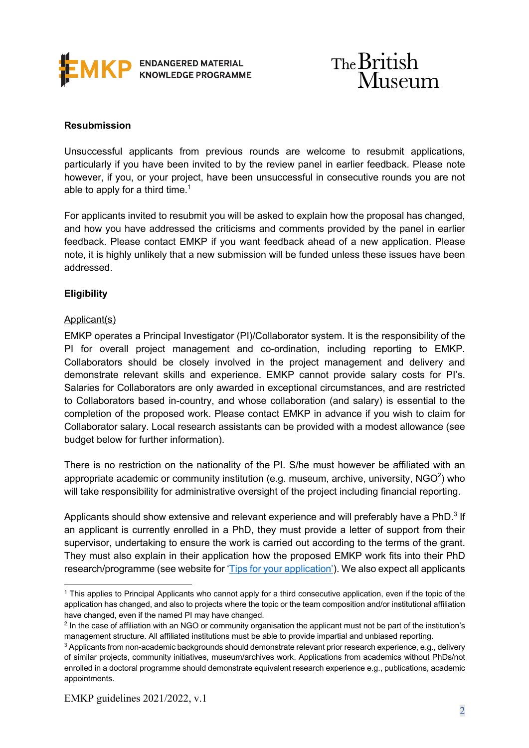**Resubmission**

Unsuccessful applicants from previous rounds are welcome to resubmit applications, particularly if you have been invited to by the review panel in earlier feedback. Please note however, if you, or your project, have been unsuccessful in consecutive rounds you are not able to apply for a third time.[1]

For applicants invited to resubmit you will be asked to explain how the proposal has changed, and how you have addressed the criticisms and comments provided by the panel in earlier feedback. Please contact EMKP if you want feedback ahead of a new application. Please note, it is highly unlikely that a new submission will be funded unless these issues have been addressed.

**Eligibility**

Applicant(s)

EMKP operates a Principal Investigator (PI)/Collaborator system. It is the responsibility of the PI for overall project management and co-ordination, including reporting to EMKP. Collaborators should be closely involved in the project management and delivery and demonstrate relevant skills and experience. EMKP cannot provide salary costs for PI's. Salaries for Collaborators are only awarded in exceptional circumstances, and are restricted to Collaborators based in-country, and whose collaboration (and salary) is essential to the completion of the proposed work. Please contact EMKP in advance if you wish to claim for Collaborator salary. Local research assistants can be provided with a modest allowance (see budget below for further information).

There is no restriction on the nationality of the PI. S/he must however be affiliated with an appropriate academic or community institution (e.g. museum, archive, university, NGO[2]) who will take responsibility for administrative oversight of the project including financial reporting.

Applicants should show extensive and relevant experience and will preferably have a PhD.[3] If an applicant is currently enrolled in a PhD, they must provide a letter of support from their supervisor, undertaking to ensure the work is carried out according to the terms of the grant. They must also explain in their application how the proposed EMKP work fits into their PhD research/programme (see website for 'Tips for your application'). We also expect all applicants

---

[1] This applies to Principal Applicants who cannot apply for a third consecutive application, even if the topic of the application has changed, and also to projects where the topic or the team composition and/or institutional affiliation have changed, even if the named PI may have changed.

[2] In the case of affiliation with an NGO or community organisation the applicant must not be part of the institution's management structure. All affiliated institutions must be able to provide impartial and unbiased reporting.

[3] Applicants from non-academic backgrounds should demonstrate relevant prior research experience, e.g., delivery of similar projects, community initiatives, museum/archives work. Applications from academics without PhDs/not enrolled in a doctoral programme should demonstrate equivalent research experience e.g., publications, academic appointments.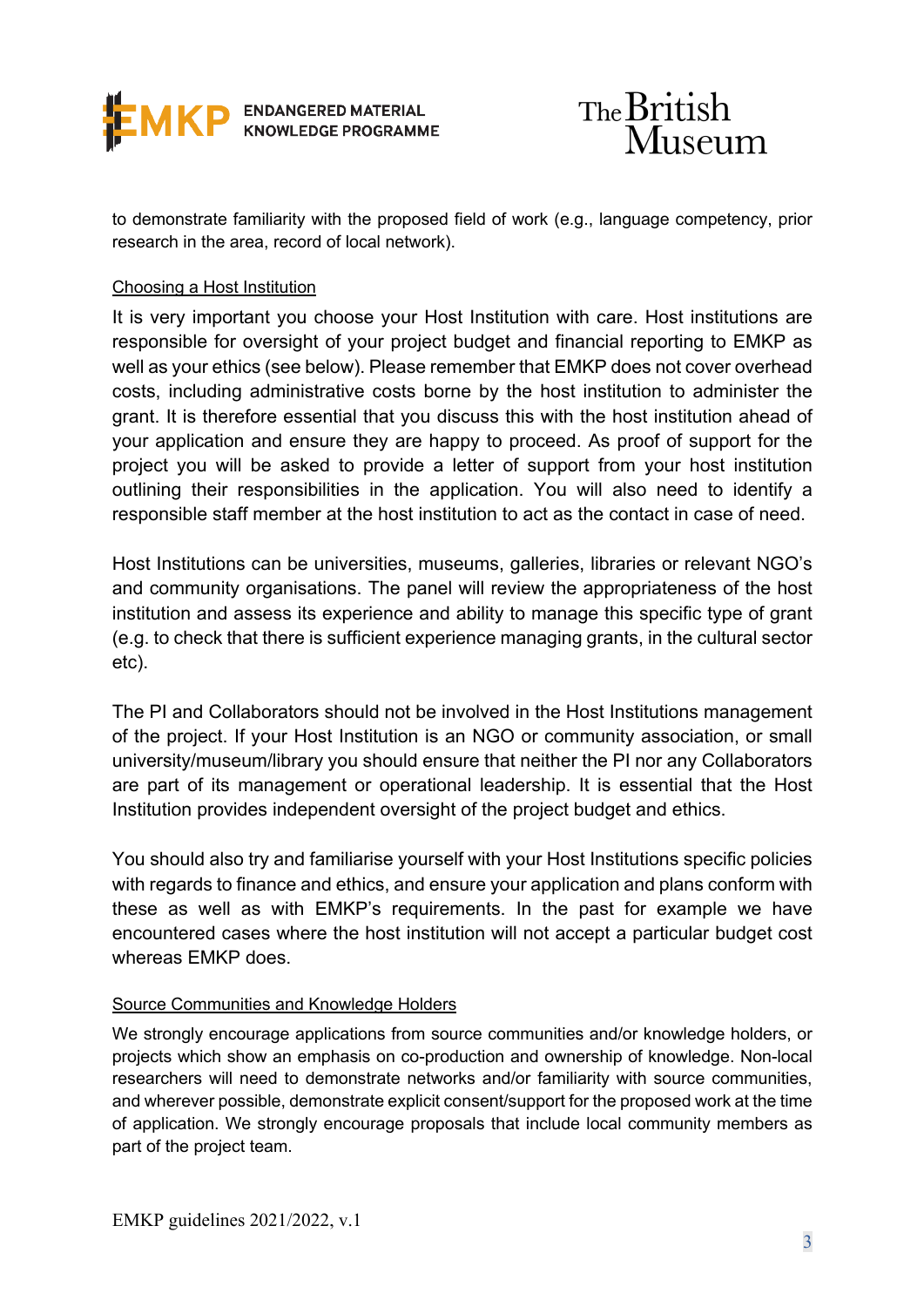to demonstrate familiarity with the proposed field of work (e.g., language competency, prior research in the area, record of local network).

### Choosing a Host Institution

It is very important you choose your Host Institution with care. Host institutions are responsible for oversight of your project budget and financial reporting to EMKP as well as your ethics (see below). Please remember that EMKP does not cover overhead costs, including administrative costs borne by the host institution to administer the grant. It is therefore essential that you discuss this with the host institution ahead of your application and ensure they are happy to proceed. As proof of support for the project you will be asked to provide a letter of support from your host institution outlining their responsibilities in the application. You will also need to identify a responsible staff member at the host institution to act as the contact in case of need.

Host Institutions can be universities, museums, galleries, libraries or relevant NGO's and community organisations. The panel will review the appropriateness of the host institution and assess its experience and ability to manage this specific type of grant (e.g. to check that there is sufficient experience managing grants, in the cultural sector etc).

The PI and Collaborators should not be involved in the Host Institutions management of the project. If your Host Institution is an NGO or community association, or small university/museum/library you should ensure that neither the PI nor any Collaborators are part of its management or operational leadership. It is essential that the Host Institution provides independent oversight of the project budget and ethics.

You should also try and familiarise yourself with your Host Institutions specific policies with regards to finance and ethics, and ensure your application and plans conform with these as well as with EMKP's requirements. In the past for example we have encountered cases where the host institution will not accept a particular budget cost whereas EMKP does.

### Source Communities and Knowledge Holders

We strongly encourage applications from source communities and/or knowledge holders, or projects which show an emphasis on co-production and ownership of knowledge. Non-local researchers will need to demonstrate networks and/or familiarity with source communities, and wherever possible, demonstrate explicit consent/support for the proposed work at the time of application. We strongly encourage proposals that include local community members as part of the project team.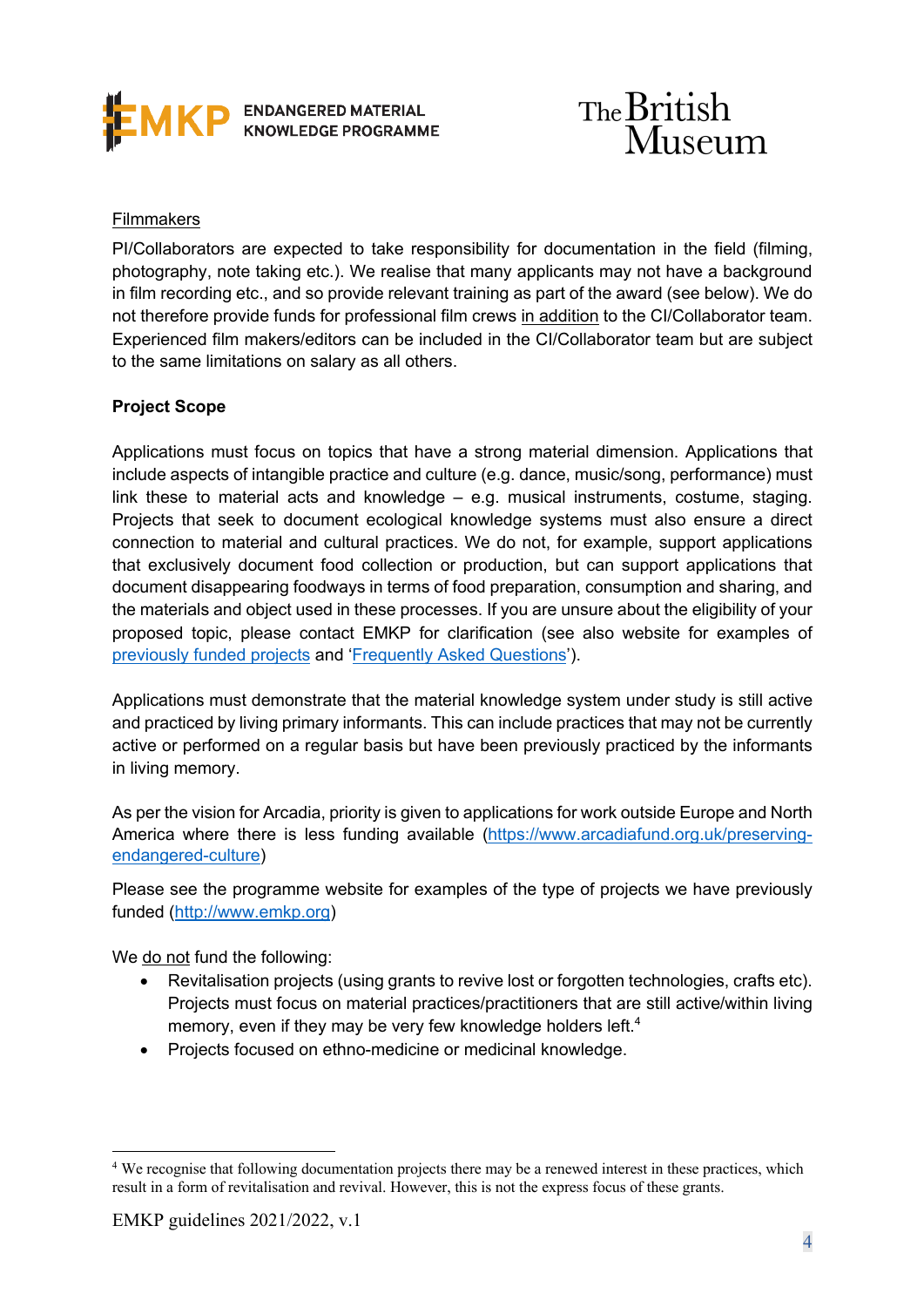Filmmakers

PI/Collaborators are expected to take responsibility for documentation in the field (filming, photography, note taking etc.). We realise that many applicants may not have a background in film recording etc., and so provide relevant training as part of the award (see below). We do not therefore provide funds for professional film crews in addition to the CI/Collaborator team. Experienced film makers/editors can be included in the CI/Collaborator team but are subject to the same limitations on salary as all others.

**Project Scope**

Applications must focus on topics that have a strong material dimension. Applications that include aspects of intangible practice and culture (e.g. dance, music/song, performance) must link these to material acts and knowledge – e.g. musical instruments, costume, staging. Projects that seek to document ecological knowledge systems must also ensure a direct connection to material and cultural practices. We do not, for example, support applications that exclusively document food collection or production, but can support applications that document disappearing foodways in terms of food preparation, consumption and sharing, and the materials and object used in these processes. If you are unsure about the eligibility of your proposed topic, please contact EMKP for clarification (see also website for examples of previously funded projects and 'Frequently Asked Questions').

Applications must demonstrate that the material knowledge system under study is still active and practiced by living primary informants. This can include practices that may not be currently active or performed on a regular basis but have been previously practiced by the informants in living memory.

As per the vision for Arcadia, priority is given to applications for work outside Europe and North America where there is less funding available (https://www.arcadiafund.org.uk/preserving-endangered-culture)

Please see the programme website for examples of the type of projects we have previously funded (http://www.emkp.org)

We do not fund the following:

- Revitalisation projects (using grants to revive lost or forgotten technologies, crafts etc). Projects must focus on material practices/practitioners that are still active/within living memory, even if they may be very few knowledge holders left.[4]
- Projects focused on ethno-medicine or medicinal knowledge.

[4] We recognise that following documentation projects there may be a renewed interest in these practices, which result in a form of revitalisation and revival. However, this is not the express focus of these grants.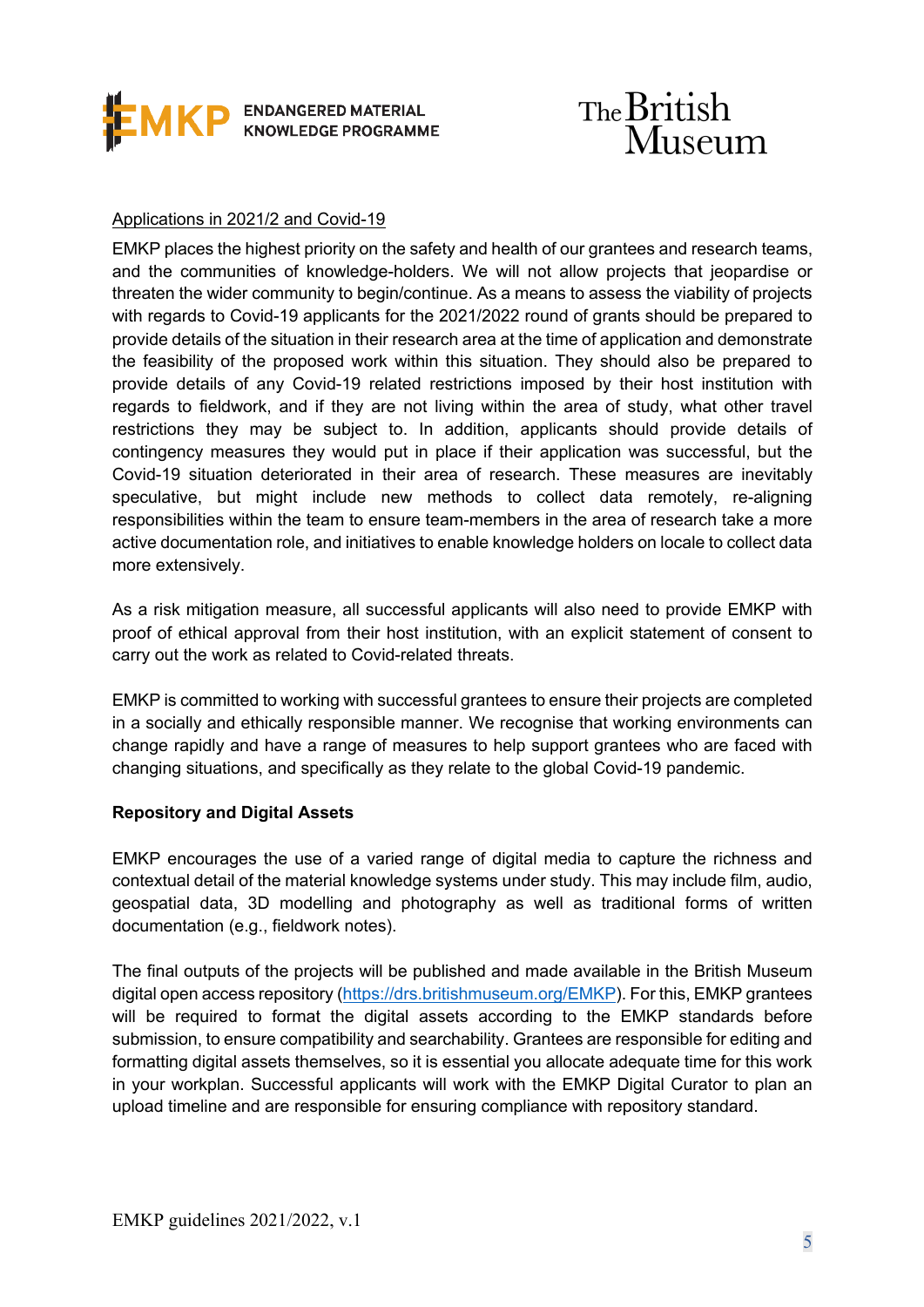Applications in 2021/2 and Covid-19

EMKP places the highest priority on the safety and health of our grantees and research teams, and the communities of knowledge-holders. We will not allow projects that jeopardise or threaten the wider community to begin/continue. As a means to assess the viability of projects with regards to Covid-19 applicants for the 2021/2022 round of grants should be prepared to provide details of the situation in their research area at the time of application and demonstrate the feasibility of the proposed work within this situation. They should also be prepared to provide details of any Covid-19 related restrictions imposed by their host institution with regards to fieldwork, and if they are not living within the area of study, what other travel restrictions they may be subject to. In addition, applicants should provide details of contingency measures they would put in place if their application was successful, but the Covid-19 situation deteriorated in their area of research. These measures are inevitably speculative, but might include new methods to collect data remotely, re-aligning responsibilities within the team to ensure team-members in the area of research take a more active documentation role, and initiatives to enable knowledge holders on locale to collect data more extensively.

As a risk mitigation measure, all successful applicants will also need to provide EMKP with proof of ethical approval from their host institution, with an explicit statement of consent to carry out the work as related to Covid-related threats.

EMKP is committed to working with successful grantees to ensure their projects are completed in a socially and ethically responsible manner. We recognise that working environments can change rapidly and have a range of measures to help support grantees who are faced with changing situations, and specifically as they relate to the global Covid-19 pandemic.

**Repository and Digital Assets**

EMKP encourages the use of a varied range of digital media to capture the richness and contextual detail of the material knowledge systems under study. This may include film, audio, geospatial data, 3D modelling and photography as well as traditional forms of written documentation (e.g., fieldwork notes).

The final outputs of the projects will be published and made available in the British Museum digital open access repository (https://drs.britishmuseum.org/EMKP). For this, EMKP grantees will be required to format the digital assets according to the EMKP standards before submission, to ensure compatibility and searchability. Grantees are responsible for editing and formatting digital assets themselves, so it is essential you allocate adequate time for this work in your workplan. Successful applicants will work with the EMKP Digital Curator to plan an upload timeline and are responsible for ensuring compliance with repository standard.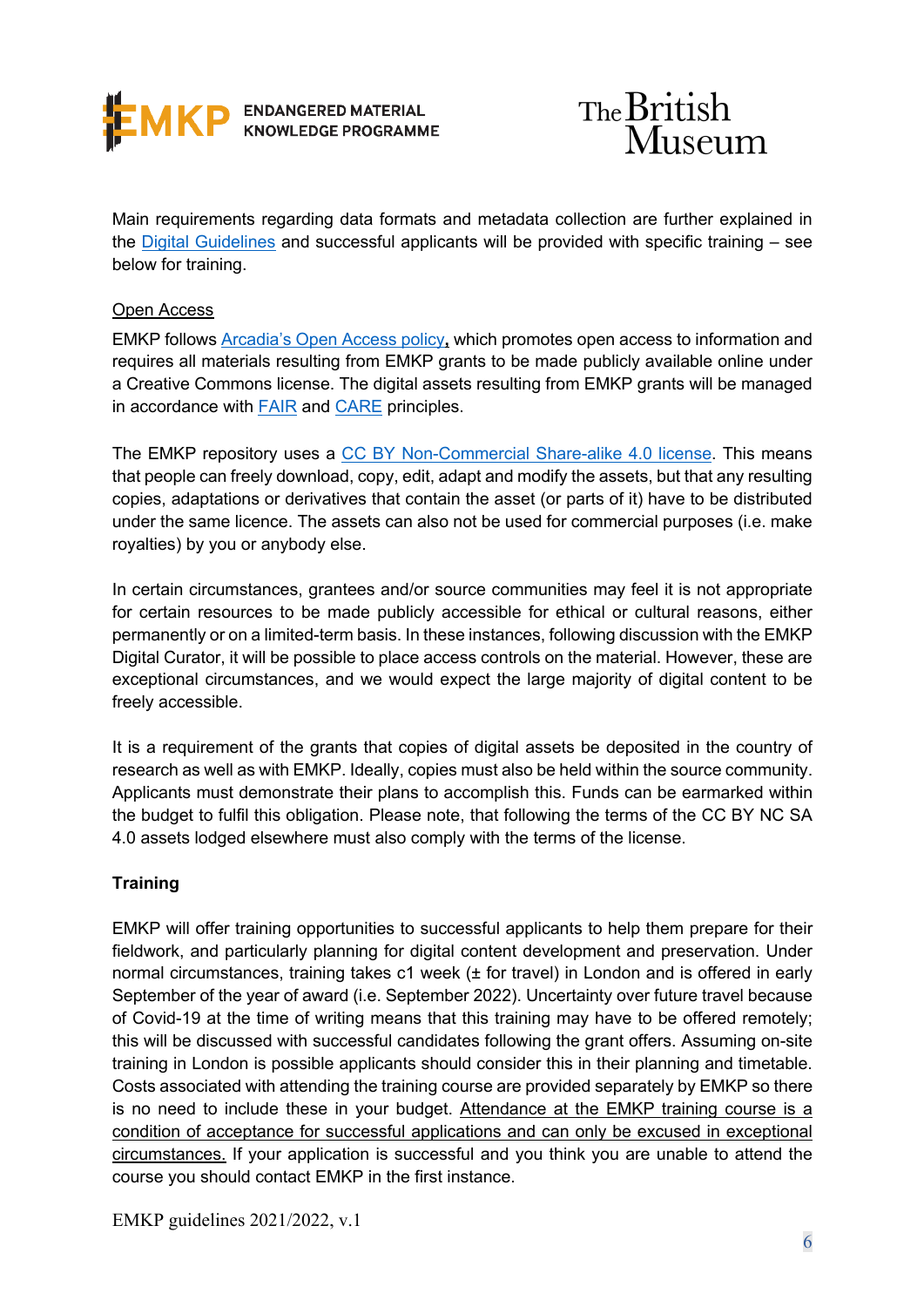Main requirements regarding data formats and metadata collection are further explained in the Digital Guidelines and successful applicants will be provided with specific training – see below for training.

Open Access

EMKP follows Arcadia's Open Access policy, which promotes open access to information and requires all materials resulting from EMKP grants to be made publicly available online under a Creative Commons license. The digital assets resulting from EMKP grants will be managed in accordance with FAIR and CARE principles.

The EMKP repository uses a CC BY Non-Commercial Share-alike 4.0 license. This means that people can freely download, copy, edit, adapt and modify the assets, but that any resulting copies, adaptations or derivatives that contain the asset (or parts of it) have to be distributed under the same licence. The assets can also not be used for commercial purposes (i.e. make royalties) by you or anybody else.

In certain circumstances, grantees and/or source communities may feel it is not appropriate for certain resources to be made publicly accessible for ethical or cultural reasons, either permanently or on a limited-term basis. In these instances, following discussion with the EMKP Digital Curator, it will be possible to place access controls on the material. However, these are exceptional circumstances, and we would expect the large majority of digital content to be freely accessible.

It is a requirement of the grants that copies of digital assets be deposited in the country of research as well as with EMKP. Ideally, copies must also be held within the source community. Applicants must demonstrate their plans to accomplish this. Funds can be earmarked within the budget to fulfil this obligation. Please note, that following the terms of the CC BY NC SA 4.0 assets lodged elsewhere must also comply with the terms of the license.

**Training**

EMKP will offer training opportunities to successful applicants to help them prepare for their fieldwork, and particularly planning for digital content development and preservation. Under normal circumstances, training takes c1 week (± for travel) in London and is offered in early September of the year of award (i.e. September 2022). Uncertainty over future travel because of Covid-19 at the time of writing means that this training may have to be offered remotely; this will be discussed with successful candidates following the grant offers. Assuming on-site training in London is possible applicants should consider this in their planning and timetable. Costs associated with attending the training course are provided separately by EMKP so there is no need to include these in your budget. Attendance at the EMKP training course is a condition of acceptance for successful applications and can only be excused in exceptional circumstances. If your application is successful and you think you are unable to attend the course you should contact EMKP in the first instance.

EMKP guidelines 2021/2022, v.1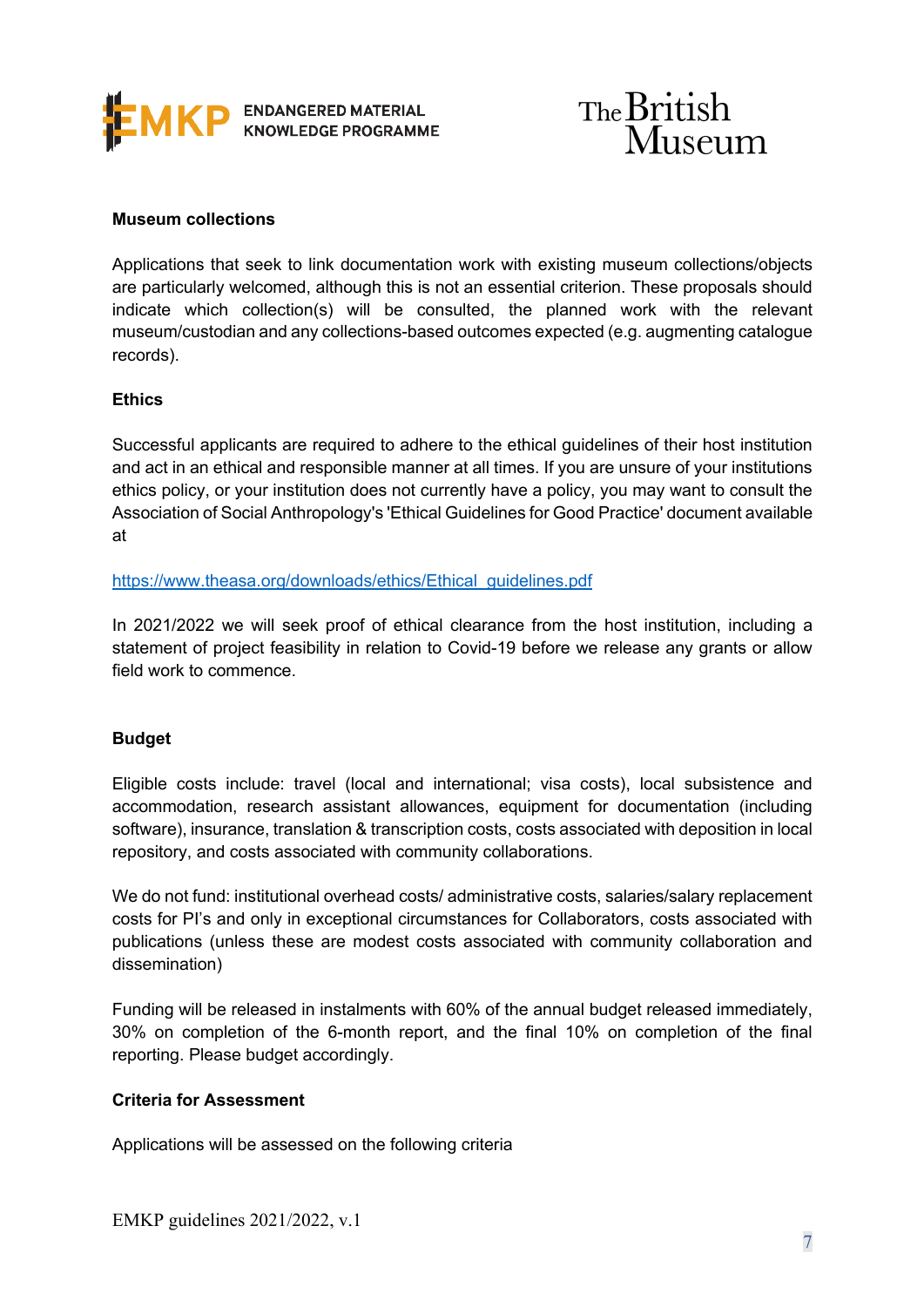**Museum collections**

Applications that seek to link documentation work with existing museum collections/objects are particularly welcomed, although this is not an essential criterion. These proposals should indicate which collection(s) will be consulted, the planned work with the relevant museum/custodian and any collections-based outcomes expected (e.g. augmenting catalogue records).

**Ethics**

Successful applicants are required to adhere to the ethical guidelines of their host institution and act in an ethical and responsible manner at all times. If you are unsure of your institutions ethics policy, or your institution does not currently have a policy, you may want to consult the Association of Social Anthropology's 'Ethical Guidelines for Good Practice' document available at

https://www.theasa.org/downloads/ethics/Ethical_guidelines.pdf

In 2021/2022 we will seek proof of ethical clearance from the host institution, including a statement of project feasibility in relation to Covid-19 before we release any grants or allow field work to commence.

**Budget**

Eligible costs include: travel (local and international; visa costs), local subsistence and accommodation, research assistant allowances, equipment for documentation (including software), insurance, translation & transcription costs, costs associated with deposition in local repository, and costs associated with community collaborations.

We do not fund: institutional overhead costs/ administrative costs, salaries/salary replacement costs for PI's and only in exceptional circumstances for Collaborators, costs associated with publications (unless these are modest costs associated with community collaboration and dissemination)

Funding will be released in instalments with 60% of the annual budget released immediately, 30% on completion of the 6-month report, and the final 10% on completion of the final reporting. Please budget accordingly.

**Criteria for Assessment**

Applications will be assessed on the following criteria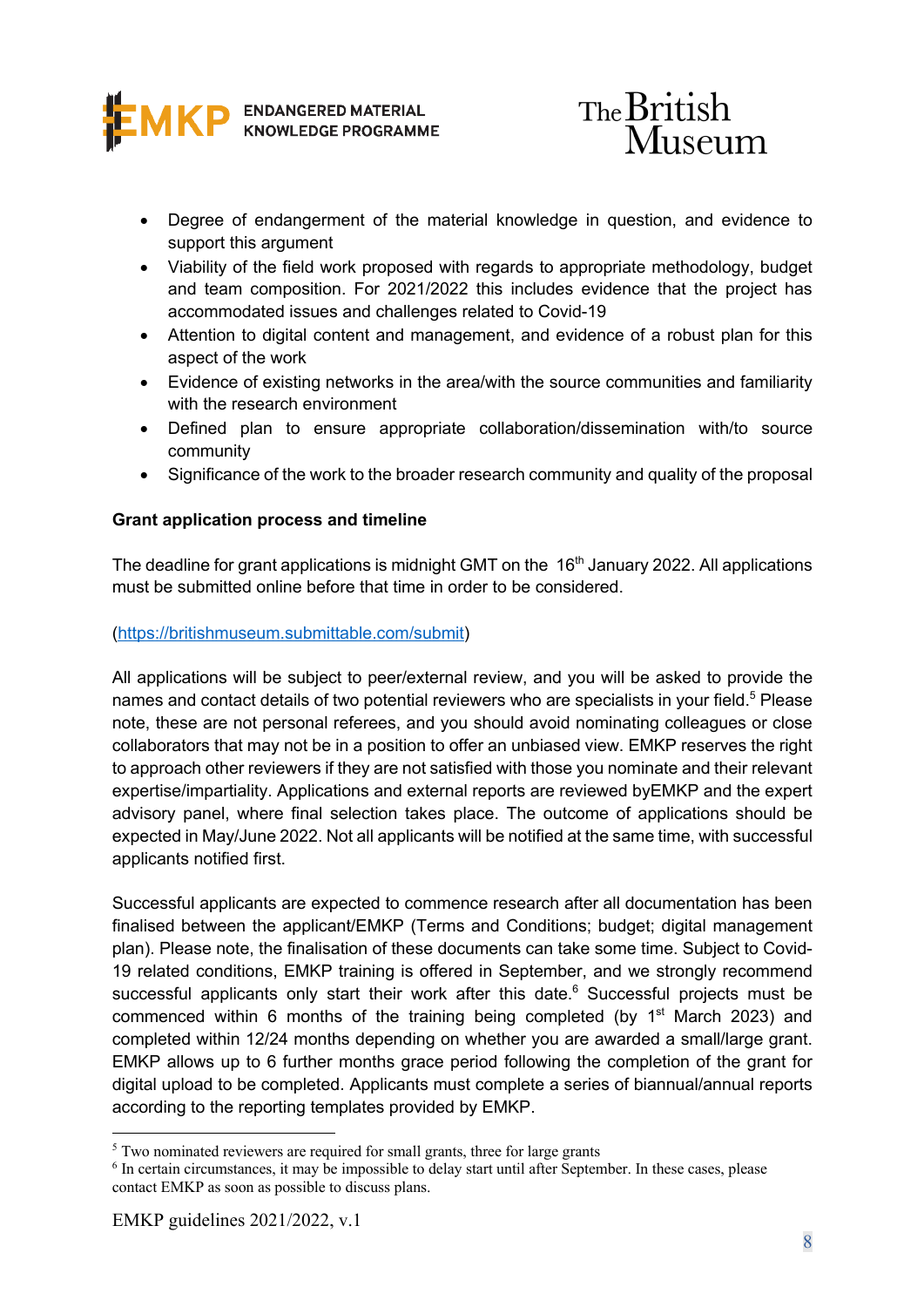- Degree of endangerment of the material knowledge in question, and evidence to support this argument
- Viability of the field work proposed with regards to appropriate methodology, budget and team composition. For 2021/2022 this includes evidence that the project has accommodated issues and challenges related to Covid-19
- Attention to digital content and management, and evidence of a robust plan for this aspect of the work
- Evidence of existing networks in the area/with the source communities and familiarity with the research environment
- Defined plan to ensure appropriate collaboration/dissemination with/to source community
- Significance of the work to the broader research community and quality of the proposal

**Grant application process and timeline**

The deadline for grant applications is midnight GMT on the 16th January 2022. All applications must be submitted online before that time in order to be considered.

(https://britishmuseum.submittable.com/submit)

All applications will be subject to peer/external review, and you will be asked to provide the names and contact details of two potential reviewers who are specialists in your field.[5] Please note, these are not personal referees, and you should avoid nominating colleagues or close collaborators that may not be in a position to offer an unbiased view. EMKP reserves the right to approach other reviewers if they are not satisfied with those you nominate and their relevant expertise/impartiality. Applications and external reports are reviewed byEMKP and the expert advisory panel, where final selection takes place. The outcome of applications should be expected in May/June 2022. Not all applicants will be notified at the same time, with successful applicants notified first.

Successful applicants are expected to commence research after all documentation has been finalised between the applicant/EMKP (Terms and Conditions; budget; digital management plan). Please note, the finalisation of these documents can take some time. Subject to Covid-19 related conditions, EMKP training is offered in September, and we strongly recommend successful applicants only start their work after this date.[6] Successful projects must be commenced within 6 months of the training being completed (by 1st March 2023) and completed within 12/24 months depending on whether you are awarded a small/large grant. EMKP allows up to 6 further months grace period following the completion of the grant for digital upload to be completed. Applicants must complete a series of biannual/annual reports according to the reporting templates provided by EMKP.

---

[5] Two nominated reviewers are required for small grants, three for large grants

[6] In certain circumstances, it may be impossible to delay start until after September. In these cases, please contact EMKP as soon as possible to discuss plans.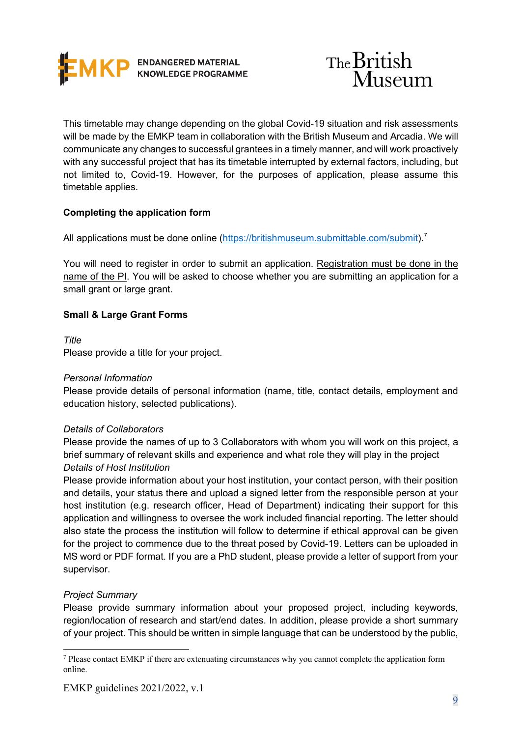This timetable may change depending on the global Covid-19 situation and risk assessments will be made by the EMKP team in collaboration with the British Museum and Arcadia. We will communicate any changes to successful grantees in a timely manner, and will work proactively with any successful project that has its timetable interrupted by external factors, including, but not limited to, Covid-19. However, for the purposes of application, please assume this timetable applies.

**Completing the application form**

All applications must be done online (https://britishmuseum.submittable.com/submit).[7]

You will need to register in order to submit an application. Registration must be done in the name of the PI. You will be asked to choose whether you are submitting an application for a small grant or large grant.

**Small & Large Grant Forms**

*Title*
Please provide a title for your project.

*Personal Information*
Please provide details of personal information (name, title, contact details, employment and education history, selected publications).

*Details of Collaborators*
Please provide the names of up to 3 Collaborators with whom you will work on this project, a brief summary of relevant skills and experience and what role they will play in the project

*Details of Host Institution*
Please provide information about your host institution, your contact person, with their position and details, your status there and upload a signed letter from the responsible person at your host institution (e.g. research officer, Head of Department) indicating their support for this application and willingness to oversee the work included financial reporting. The letter should also state the process the institution will follow to determine if ethical approval can be given for the project to commence due to the threat posed by Covid-19. Letters can be uploaded in MS word or PDF format. If you are a PhD student, please provide a letter of support from your supervisor.

*Project Summary*
Please provide summary information about your proposed project, including keywords, region/location of research and start/end dates. In addition, please provide a short summary of your project. This should be written in simple language that can be understood by the public,

[7] Please contact EMKP if there are extenuating circumstances why you cannot complete the application form online.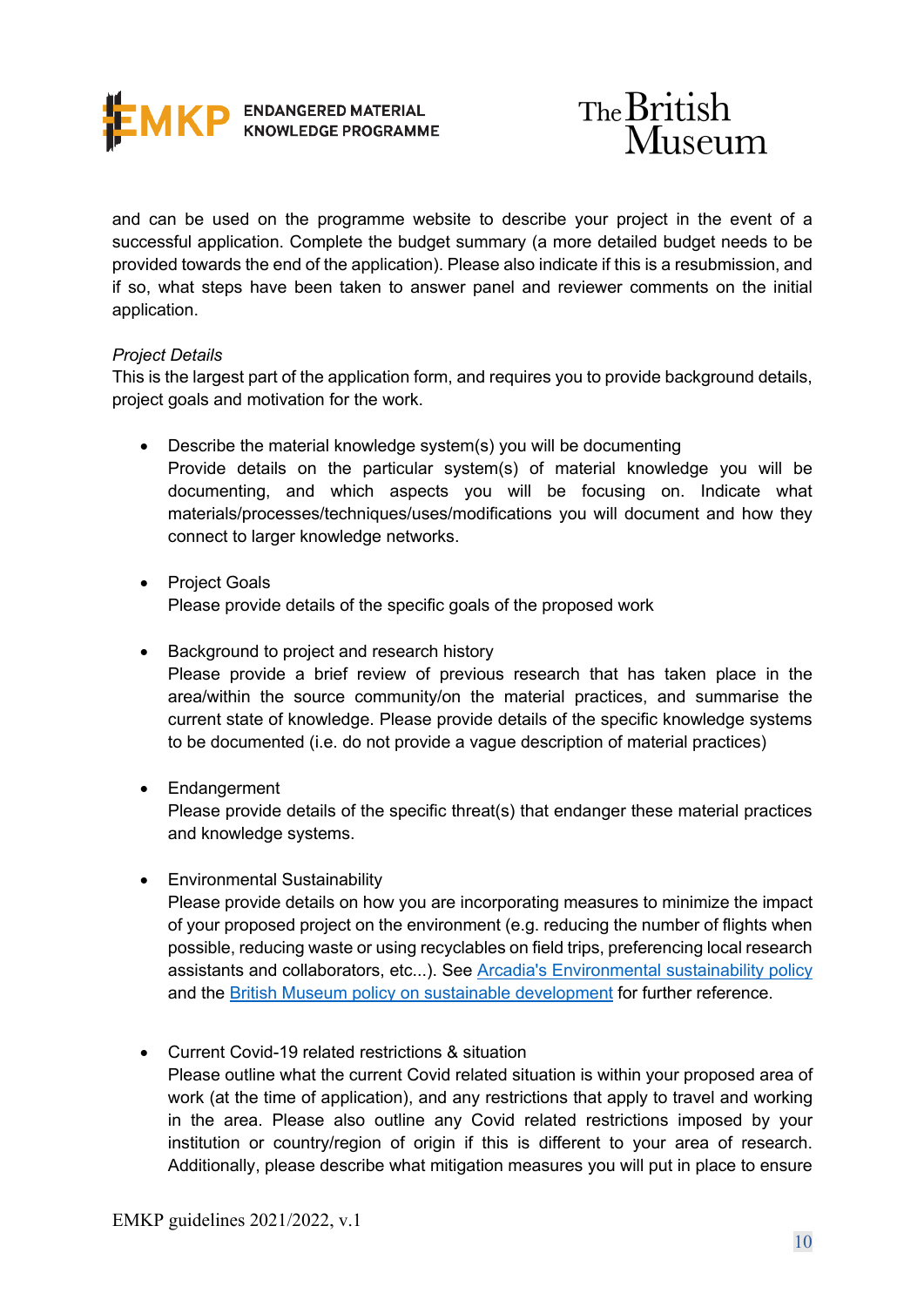and can be used on the programme website to describe your project in the event of a successful application. Complete the budget summary (a more detailed budget needs to be provided towards the end of the application). Please also indicate if this is a resubmission, and if so, what steps have been taken to answer panel and reviewer comments on the initial application.

*Project Details*

This is the largest part of the application form, and requires you to provide background details, project goals and motivation for the work.

- Describe the material knowledge system(s) you will be documenting
  Provide details on the particular system(s) of material knowledge you will be documenting, and which aspects you will be focusing on. Indicate what materials/processes/techniques/uses/modifications you will document and how they connect to larger knowledge networks.

- Project Goals
  Please provide details of the specific goals of the proposed work

- Background to project and research history
  Please provide a brief review of previous research that has taken place in the area/within the source community/on the material practices, and summarise the current state of knowledge. Please provide details of the specific knowledge systems to be documented (i.e. do not provide a vague description of material practices)

- Endangerment
  Please provide details of the specific threat(s) that endanger these material practices and knowledge systems.

- Environmental Sustainability
  Please provide details on how you are incorporating measures to minimize the impact of your proposed project on the environment (e.g. reducing the number of flights when possible, reducing waste or using recyclables on field trips, preferencing local research assistants and collaborators, etc...). See [Arcadia's Environmental sustainability policy]() and the [British Museum policy on sustainable development]() for further reference.

- Current Covid-19 related restrictions & situation
  Please outline what the current Covid related situation is within your proposed area of work (at the time of application), and any restrictions that apply to travel and working in the area. Please also outline any Covid related restrictions imposed by your institution or country/region of origin if this is different to your area of research. Additionally, please describe what mitigation measures you will put in place to ensure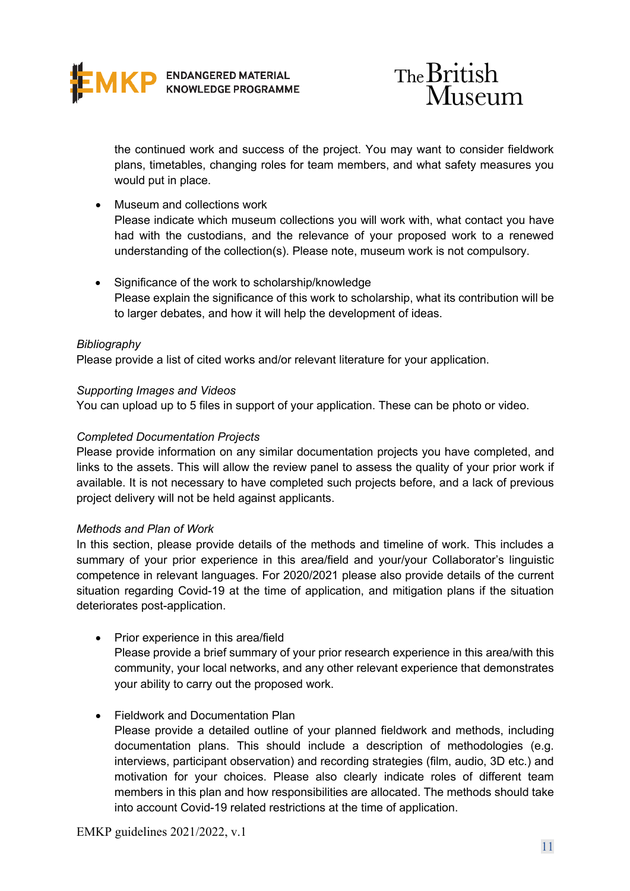the continued work and success of the project. You may want to consider fieldwork plans, timetables, changing roles for team members, and what safety measures you would put in place.

- Museum and collections work
  Please indicate which museum collections you will work with, what contact you have had with the custodians, and the relevance of your proposed work to a renewed understanding of the collection(s). Please note, museum work is not compulsory.

- Significance of the work to scholarship/knowledge
  Please explain the significance of this work to scholarship, what its contribution will be to larger debates, and how it will help the development of ideas.

*Bibliography*
Please provide a list of cited works and/or relevant literature for your application.

*Supporting Images and Videos*
You can upload up to 5 files in support of your application. These can be photo or video.

*Completed Documentation Projects*
Please provide information on any similar documentation projects you have completed, and links to the assets. This will allow the review panel to assess the quality of your prior work if available. It is not necessary to have completed such projects before, and a lack of previous project delivery will not be held against applicants.

*Methods and Plan of Work*
In this section, please provide details of the methods and timeline of work. This includes a summary of your prior experience in this area/field and your/your Collaborator's linguistic competence in relevant languages. For 2020/2021 please also provide details of the current situation regarding Covid-19 at the time of application, and mitigation plans if the situation deteriorates post-application.

- Prior experience in this area/field
  Please provide a brief summary of your prior research experience in this area/with this community, your local networks, and any other relevant experience that demonstrates your ability to carry out the proposed work.

- Fieldwork and Documentation Plan
  Please provide a detailed outline of your planned fieldwork and methods, including documentation plans. This should include a description of methodologies (e.g. interviews, participant observation) and recording strategies (film, audio, 3D etc.) and motivation for your choices. Please also clearly indicate roles of different team members in this plan and how responsibilities are allocated. The methods should take into account Covid-19 related restrictions at the time of application.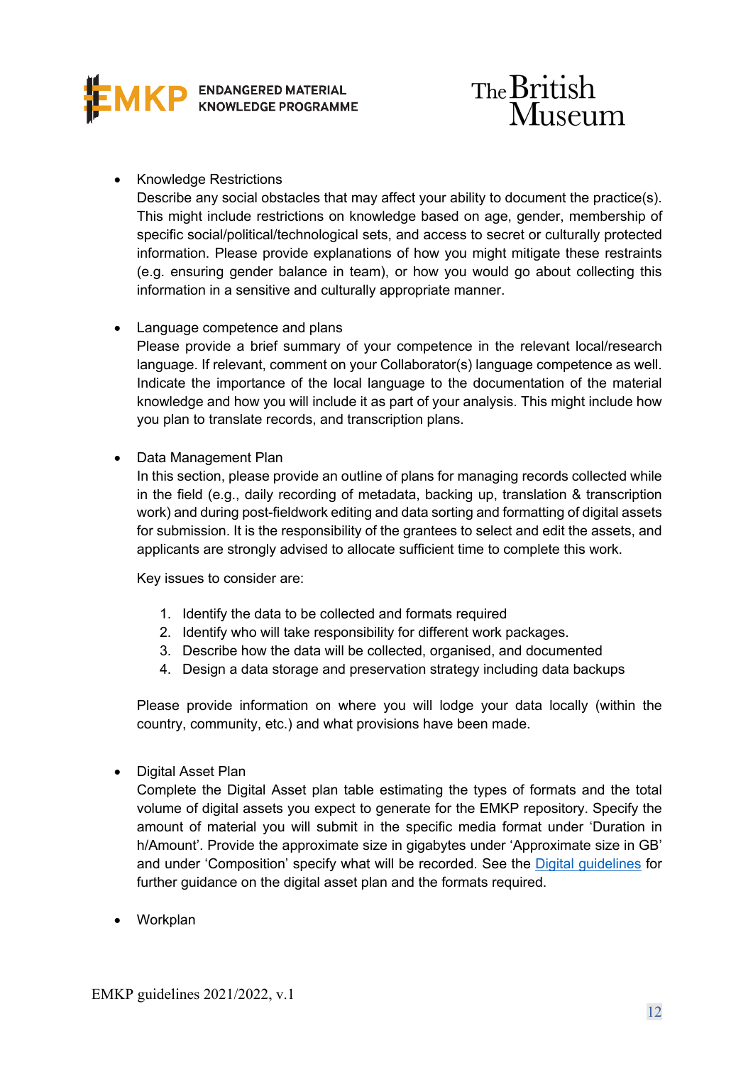- Knowledge Restrictions
  Describe any social obstacles that may affect your ability to document the practice(s). This might include restrictions on knowledge based on age, gender, membership of specific social/political/technological sets, and access to secret or culturally protected information. Please provide explanations of how you might mitigate these restraints (e.g. ensuring gender balance in team), or how you would go about collecting this information in a sensitive and culturally appropriate manner.

- Language competence and plans
  Please provide a brief summary of your competence in the relevant local/research language. If relevant, comment on your Collaborator(s) language competence as well. Indicate the importance of the local language to the documentation of the material knowledge and how you will include it as part of your analysis. This might include how you plan to translate records, and transcription plans.

- Data Management Plan
  In this section, please provide an outline of plans for managing records collected while in the field (e.g., daily recording of metadata, backing up, translation & transcription work) and during post-fieldwork editing and data sorting and formatting of digital assets for submission. It is the responsibility of the grantees to select and edit the assets, and applicants are strongly advised to allocate sufficient time to complete this work.

  Key issues to consider are:

  1. Identify the data to be collected and formats required
  2. Identify who will take responsibility for different work packages.
  3. Describe how the data will be collected, organised, and documented
  4. Design a data storage and preservation strategy including data backups

  Please provide information on where you will lodge your data locally (within the country, community, etc.) and what provisions have been made.

- Digital Asset Plan
  Complete the Digital Asset plan table estimating the types of formats and the total volume of digital assets you expect to generate for the EMKP repository. Specify the amount of material you will submit in the specific media format under 'Duration in h/Amount'. Provide the approximate size in gigabytes under 'Approximate size in GB' and under 'Composition' specify what will be recorded. See the [Digital guidelines] for further guidance on the digital asset plan and the formats required.

- Workplan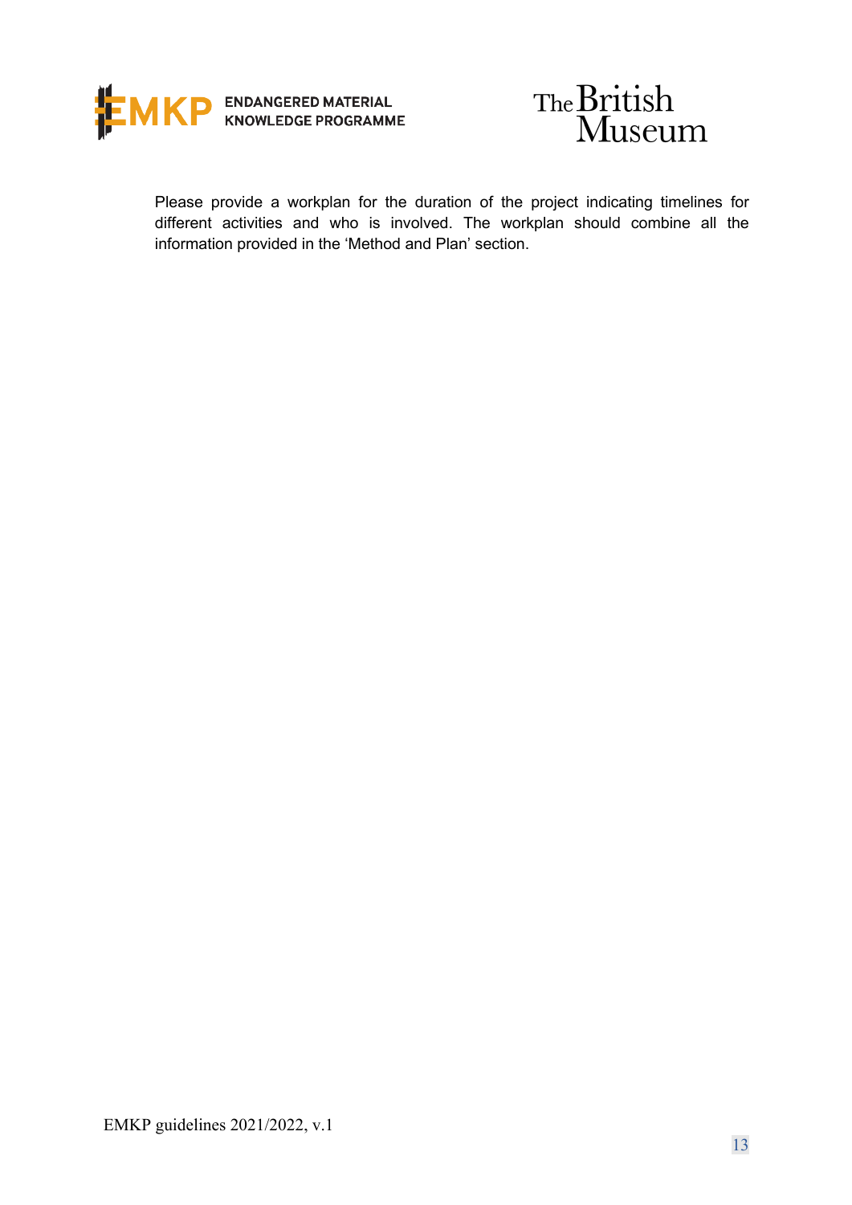Please provide a workplan for the duration of the project indicating timelines for different activities and who is involved. The workplan should combine all the information provided in the 'Method and Plan' section.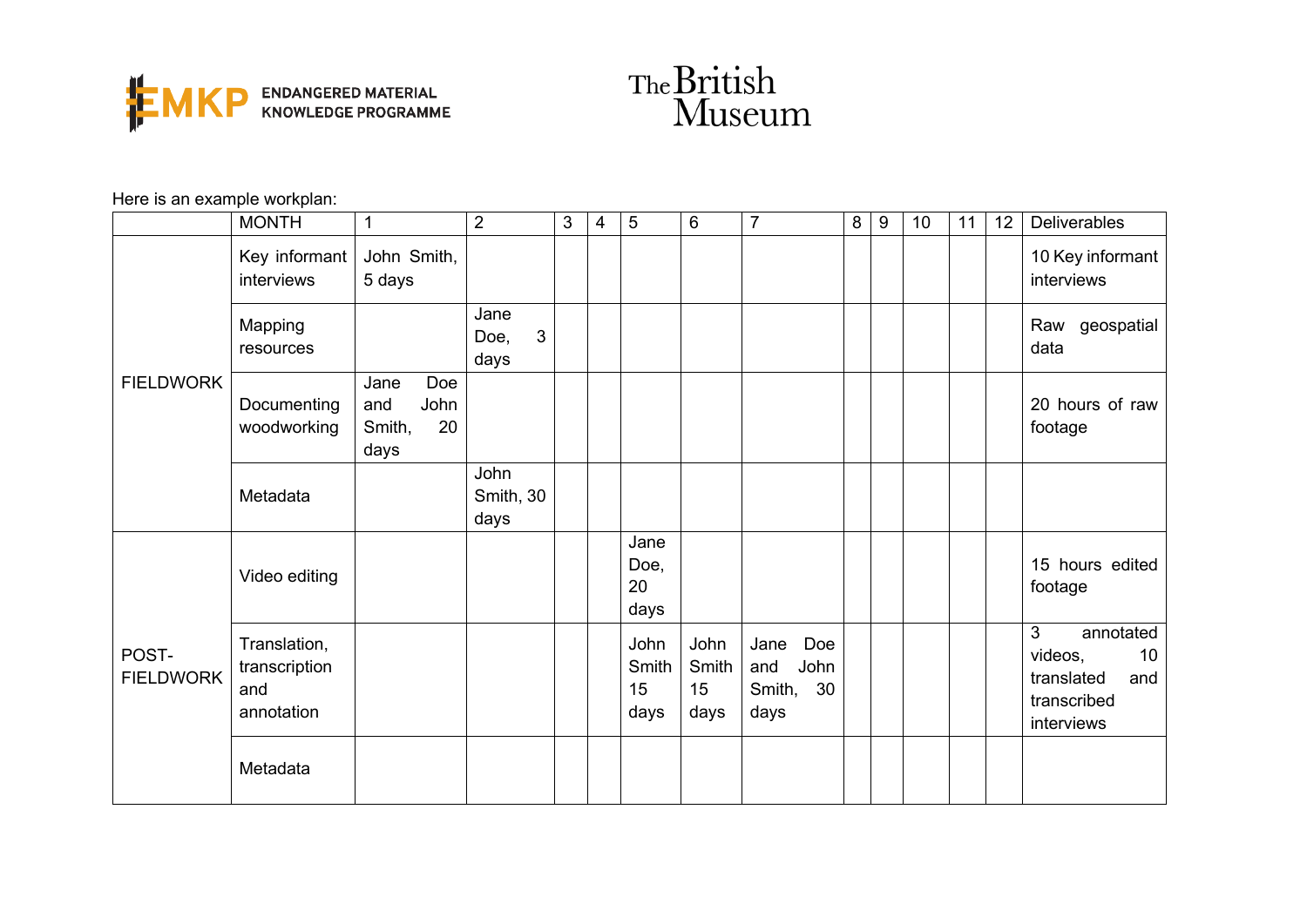Here is an example workplan:

| | MONTH | 1 | 2 | 3 | 4 | 5 | 6 | 7 | 8 | 9 | 10 | 11 | 12 | Deliverables |
|---|---|---|---|---|---|---|---|---|---|---|---|---|---|---|
| FIELDWORK | Key informant interviews | John Smith, 5 days | | | | | | | | | | | | 10 Key informant interviews |
| | Mapping resources | | Jane Doe, 3 days | | | | | | | | | | | Raw geospatial data |
| | Documenting woodworking | Jane Doe and John Smith, 20 days | | | | | | | | | | | | 20 hours of raw footage |
| | Metadata | | John Smith, 30 days | | | | | | | | | | | |
| POST-FIELDWORK | Video editing | | | | | Jane Doe, 20 days | | | | | | | | 15 hours edited footage |
| | Translation, transcription and annotation | | | | | John Smith 15 days | John Smith 15 days | Jane Doe and John Smith, 30 days | | | | | | 3 annotated videos, 10 translated and transcribed interviews |
| | Metadata | | | | | | | | | | | | | |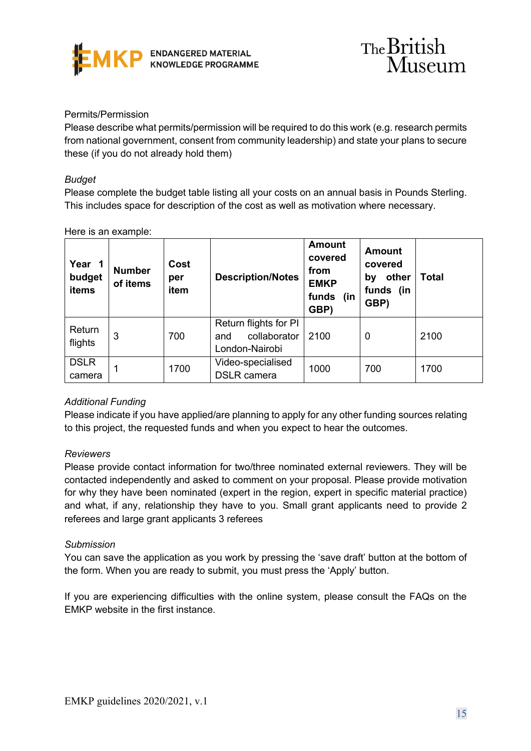Permits/Permission

Please describe what permits/permission will be required to do this work (e.g. research permits from national government, consent from community leadership) and state your plans to secure these (if you do not already hold them)

*Budget*

Please complete the budget table listing all your costs on an annual basis in Pounds Sterling. This includes space for description of the cost as well as motivation where necessary.

Here is an example:

| **Year 1 budget items** | **Number of items** | **Cost per item** | **Description/Notes** | **Amount covered from EMKP funds (in GBP)** | **Amount covered by other funds (in GBP)** | **Total** |
|---|---|---|---|---|---|---|
| Return flights | 3 | 700 | Return flights for PI and collaborator London-Nairobi | 2100 | 0 | 2100 |
| DSLR camera | 1 | 1700 | Video-specialised DSLR camera | 1000 | 700 | 1700 |

*Additional Funding*

Please indicate if you have applied/are planning to apply for any other funding sources relating to this project, the requested funds and when you expect to hear the outcomes.

*Reviewers*

Please provide contact information for two/three nominated external reviewers. They will be contacted independently and asked to comment on your proposal. Please provide motivation for why they have been nominated (expert in the region, expert in specific material practice) and what, if any, relationship they have to you. Small grant applicants need to provide 2 referees and large grant applicants 3 referees

*Submission*

You can save the application as you work by pressing the 'save draft' button at the bottom of the form. When you are ready to submit, you must press the 'Apply' button.

If you are experiencing difficulties with the online system, please consult the FAQs on the EMKP website in the first instance.